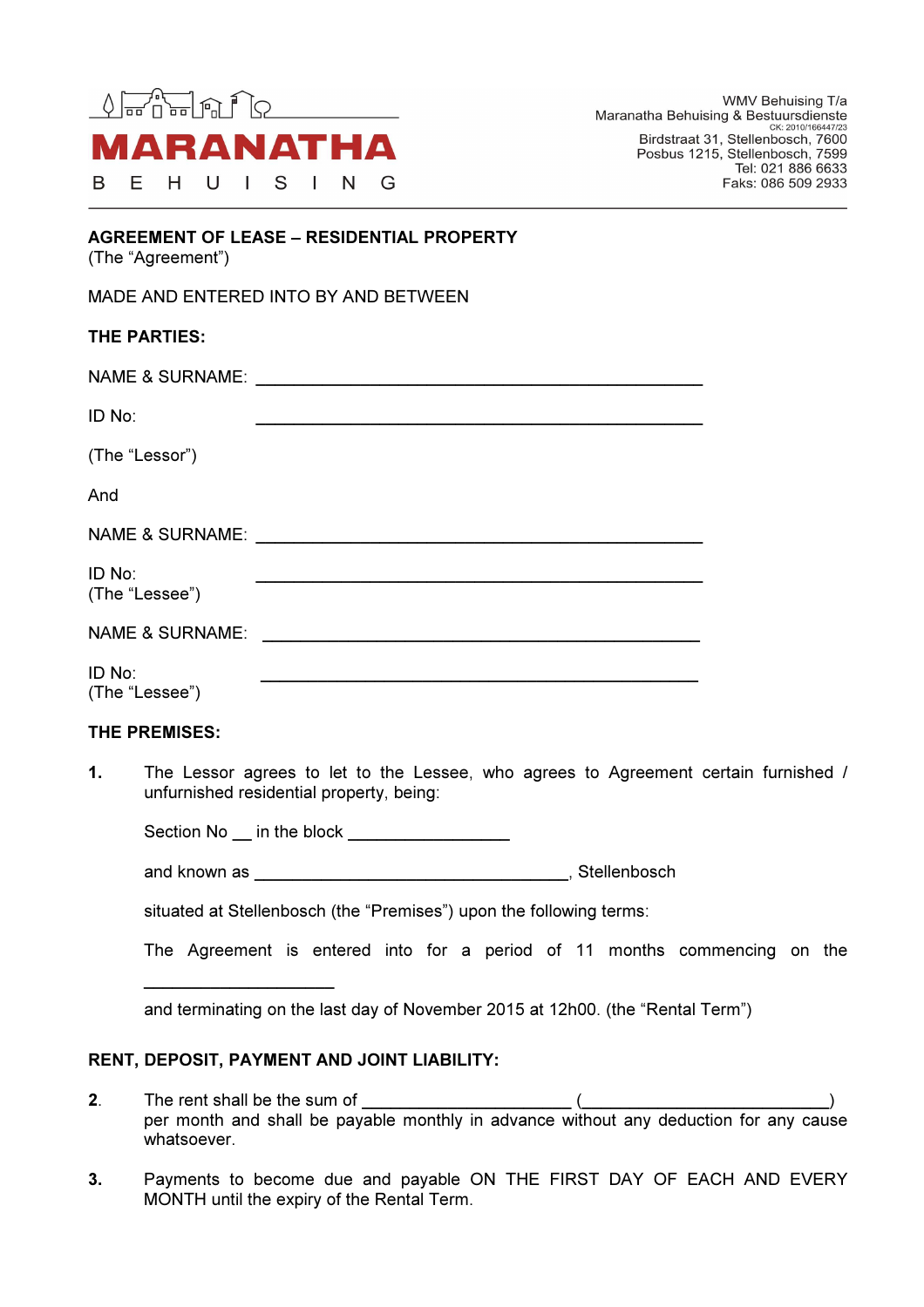**MARANATHA**

B E H U I S I N G

WMV Behuising T/a
Maranatha Behuising & Bestuursdienste
CK: 2010/166447/23
Birdstraat 31, Stellenbosch, 7600
Posbus 1215, Stellenbosch, 7599
Tel: 021 886 6633
Faks: 086 509 2933

---

**AGREEMENT OF LEASE – RESIDENTIAL PROPERTY**
(The "Agreement")

MADE AND ENTERED INTO BY AND BETWEEN

**THE PARTIES:**

NAME & SURNAME: ______________________________________________

ID No: ______________________________________________

(The "Lessor")

And

NAME & SURNAME: ______________________________________________

ID No: ______________________________________________
(The "Lessee")

NAME & SURNAME: ______________________________________________

ID No: ______________________________________________
(The "Lessee")

**THE PREMISES:**

**1.** The Lessor agrees to let to the Lessee, who agrees to Agreement certain furnished / unfurnished residential property, being:

Section No __ in the block _________________

and known as __________________________________, Stellenbosch

situated at Stellenbosch (the "Premises") upon the following terms:

The Agreement is entered into for a period of 11 months commencing on the

____________________

and terminating on the last day of November 2015 at 12h00. (the "Rental Term")

**RENT, DEPOSIT, PAYMENT AND JOINT LIABILITY:**

**2.** The rent shall be the sum of ______________________ (__________________________) per month and shall be payable monthly in advance without any deduction for any cause whatsoever.

**3.** Payments to become due and payable ON THE FIRST DAY OF EACH AND EVERY MONTH until the expiry of the Rental Term.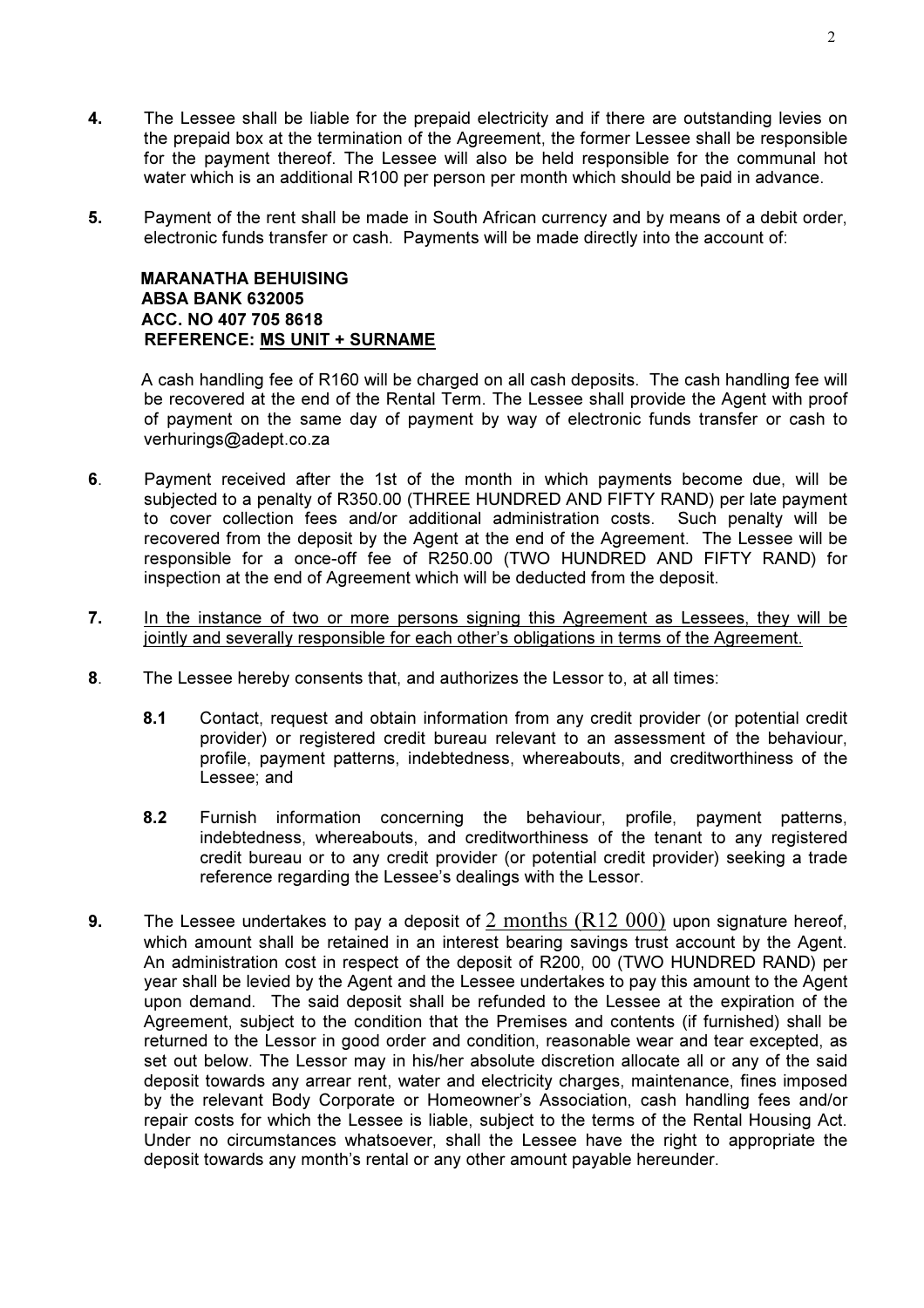**4.** The Lessee shall be liable for the prepaid electricity and if there are outstanding levies on the prepaid box at the termination of the Agreement, the former Lessee shall be responsible for the payment thereof. The Lessee will also be held responsible for the communal hot water which is an additional R100 per person per month which should be paid in advance.

**5.** Payment of the rent shall be made in South African currency and by means of a debit order, electronic funds transfer or cash. Payments will be made directly into the account of:

**MARANATHA BEHUISING**
**ABSA BANK 632005**
**ACC. NO 407 705 8618**
**REFERENCE: <u>MS UNIT + SURNAME</u>**

A cash handling fee of R160 will be charged on all cash deposits. The cash handling fee will be recovered at the end of the Rental Term. The Lessee shall provide the Agent with proof of payment on the same day of payment by way of electronic funds transfer or cash to verhurings@adept.co.za

**6**. Payment received after the 1st of the month in which payments become due, will be subjected to a penalty of R350.00 (THREE HUNDRED AND FIFTY RAND) per late payment to cover collection fees and/or additional administration costs. Such penalty will be recovered from the deposit by the Agent at the end of the Agreement. The Lessee will be responsible for a once-off fee of R250.00 (TWO HUNDRED AND FIFTY RAND) for inspection at the end of Agreement which will be deducted from the deposit.

**7.** <u>In the instance of two or more persons signing this Agreement as Lessees, they will be jointly and severally responsible for each other's obligations in terms of the Agreement.</u>

**8**. The Lessee hereby consents that, and authorizes the Lessor to, at all times:

**8.1** Contact, request and obtain information from any credit provider (or potential credit provider) or registered credit bureau relevant to an assessment of the behaviour, profile, payment patterns, indebtedness, whereabouts, and creditworthiness of the Lessee; and

**8.2** Furnish information concerning the behaviour, profile, payment patterns, indebtedness, whereabouts, and creditworthiness of the tenant to any registered credit bureau or to any credit provider (or potential credit provider) seeking a trade reference regarding the Lessee's dealings with the Lessor.

**9.** The Lessee undertakes to pay a deposit of <u>2 months (R12 000)</u> upon signature hereof, which amount shall be retained in an interest bearing savings trust account by the Agent. An administration cost in respect of the deposit of R200, 00 (TWO HUNDRED RAND) per year shall be levied by the Agent and the Lessee undertakes to pay this amount to the Agent upon demand. The said deposit shall be refunded to the Lessee at the expiration of the Agreement, subject to the condition that the Premises and contents (if furnished) shall be returned to the Lessor in good order and condition, reasonable wear and tear excepted, as set out below. The Lessor may in his/her absolute discretion allocate all or any of the said deposit towards any arrear rent, water and electricity charges, maintenance, fines imposed by the relevant Body Corporate or Homeowner's Association, cash handling fees and/or repair costs for which the Lessee is liable, subject to the terms of the Rental Housing Act. Under no circumstances whatsoever, shall the Lessee have the right to appropriate the deposit towards any month's rental or any other amount payable hereunder.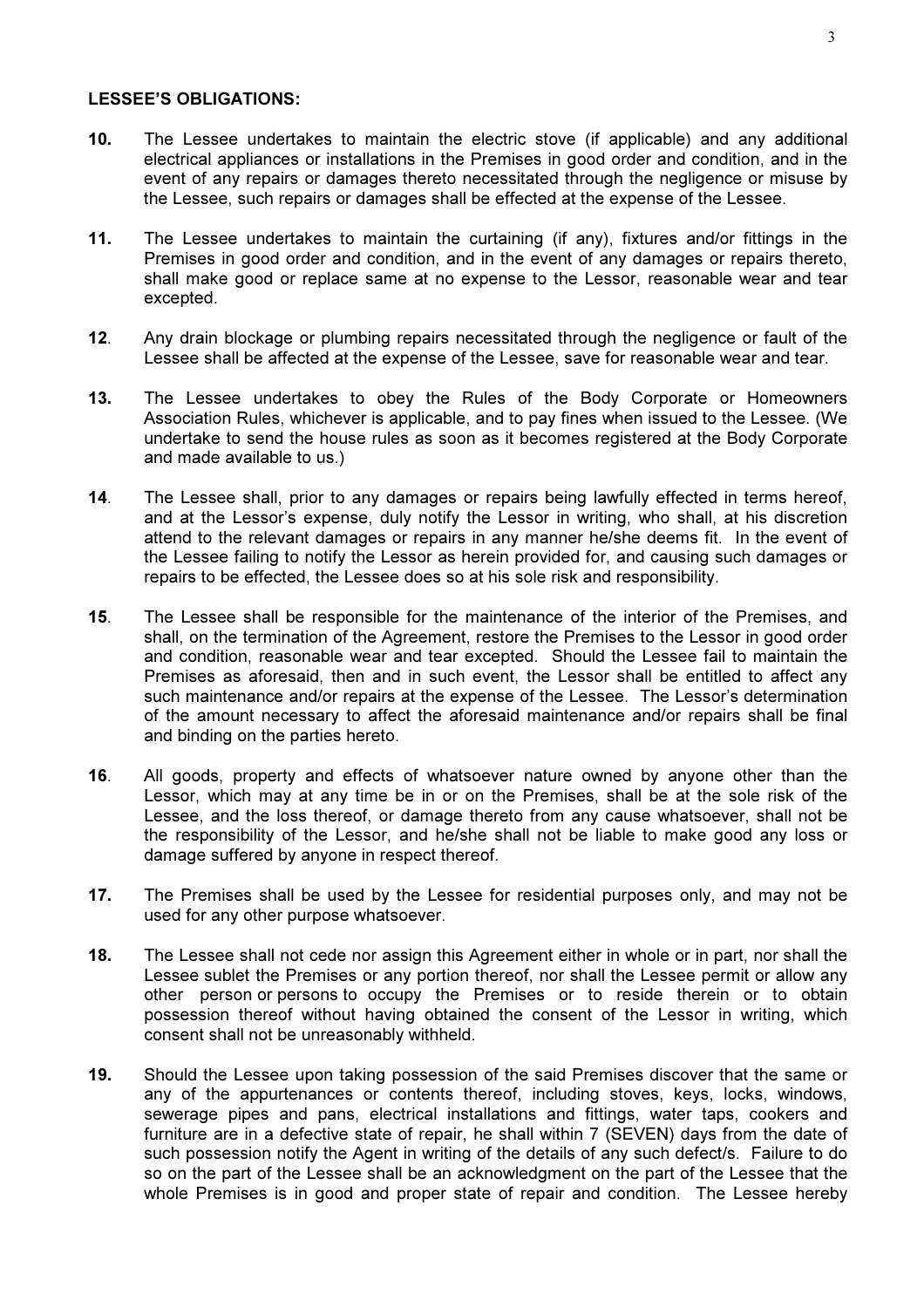**LESSEE'S OBLIGATIONS:**

**10.** The Lessee undertakes to maintain the electric stove (if applicable) and any additional electrical appliances or installations in the Premises in good order and condition, and in the event of any repairs or damages thereto necessitated through the negligence or misuse by the Lessee, such repairs or damages shall be effected at the expense of the Lessee.

**11.** The Lessee undertakes to maintain the curtaining (if any), fixtures and/or fittings in the Premises in good order and condition, and in the event of any damages or repairs thereto, shall make good or replace same at no expense to the Lessor, reasonable wear and tear excepted.

**12**. Any drain blockage or plumbing repairs necessitated through the negligence or fault of the Lessee shall be affected at the expense of the Lessee, save for reasonable wear and tear.

**13.** The Lessee undertakes to obey the Rules of the Body Corporate or Homeowners Association Rules, whichever is applicable, and to pay fines when issued to the Lessee. (We undertake to send the house rules as soon as it becomes registered at the Body Corporate and made available to us.)

**14**. The Lessee shall, prior to any damages or repairs being lawfully effected in terms hereof, and at the Lessor's expense, duly notify the Lessor in writing, who shall, at his discretion attend to the relevant damages or repairs in any manner he/she deems fit. In the event of the Lessee failing to notify the Lessor as herein provided for, and causing such damages or repairs to be effected, the Lessee does so at his sole risk and responsibility.

**15**. The Lessee shall be responsible for the maintenance of the interior of the Premises, and shall, on the termination of the Agreement, restore the Premises to the Lessor in good order and condition, reasonable wear and tear excepted. Should the Lessee fail to maintain the Premises as aforesaid, then and in such event, the Lessor shall be entitled to affect any such maintenance and/or repairs at the expense of the Lessee. The Lessor's determination of the amount necessary to affect the aforesaid maintenance and/or repairs shall be final and binding on the parties hereto.

**16**. All goods, property and effects of whatsoever nature owned by anyone other than the Lessor, which may at any time be in or on the Premises, shall be at the sole risk of the Lessee, and the loss thereof, or damage thereto from any cause whatsoever, shall not be the responsibility of the Lessor, and he/she shall not be liable to make good any loss or damage suffered by anyone in respect thereof.

**17.** The Premises shall be used by the Lessee for residential purposes only, and may not be used for any other purpose whatsoever.

**18.** The Lessee shall not cede nor assign this Agreement either in whole or in part, nor shall the Lessee sublet the Premises or any portion thereof, nor shall the Lessee permit or allow any other person or persons to occupy the Premises or to reside therein or to obtain possession thereof without having obtained the consent of the Lessor in writing, which consent shall not be unreasonably withheld.

**19.** Should the Lessee upon taking possession of the said Premises discover that the same or any of the appurtenances or contents thereof, including stoves, keys, locks, windows, sewerage pipes and pans, electrical installations and fittings, water taps, cookers and furniture are in a defective state of repair, he shall within 7 (SEVEN) days from the date of such possession notify the Agent in writing of the details of any such defect/s. Failure to do so on the part of the Lessee shall be an acknowledgment on the part of the Lessee that the whole Premises is in good and proper state of repair and condition. The Lessee hereby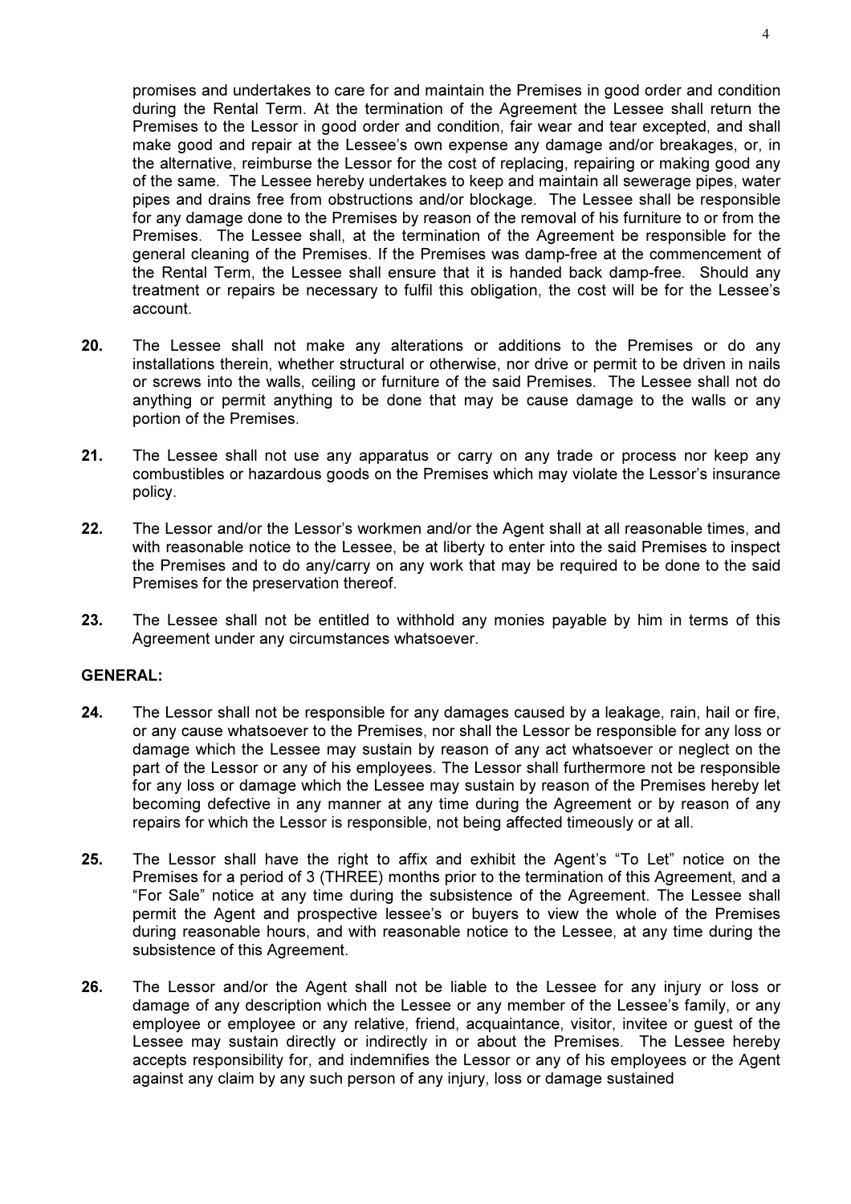promises and undertakes to care for and maintain the Premises in good order and condition during the Rental Term. At the termination of the Agreement the Lessee shall return the Premises to the Lessor in good order and condition, fair wear and tear excepted, and shall make good and repair at the Lessee's own expense any damage and/or breakages, or, in the alternative, reimburse the Lessor for the cost of replacing, repairing or making good any of the same. The Lessee hereby undertakes to keep and maintain all sewerage pipes, water pipes and drains free from obstructions and/or blockage. The Lessee shall be responsible for any damage done to the Premises by reason of the removal of his furniture to or from the Premises. The Lessee shall, at the termination of the Agreement be responsible for the general cleaning of the Premises. If the Premises was damp-free at the commencement of the Rental Term, the Lessee shall ensure that it is handed back damp-free. Should any treatment or repairs be necessary to fulfil this obligation, the cost will be for the Lessee's account.

**20.** The Lessee shall not make any alterations or additions to the Premises or do any installations therein, whether structural or otherwise, nor drive or permit to be driven in nails or screws into the walls, ceiling or furniture of the said Premises. The Lessee shall not do anything or permit anything to be done that may be cause damage to the walls or any portion of the Premises.

**21.** The Lessee shall not use any apparatus or carry on any trade or process nor keep any combustibles or hazardous goods on the Premises which may violate the Lessor's insurance policy.

**22.** The Lessor and/or the Lessor's workmen and/or the Agent shall at all reasonable times, and with reasonable notice to the Lessee, be at liberty to enter into the said Premises to inspect the Premises and to do any/carry on any work that may be required to be done to the said Premises for the preservation thereof.

**23.** The Lessee shall not be entitled to withhold any monies payable by him in terms of this Agreement under any circumstances whatsoever.

**GENERAL:**

**24.** The Lessor shall not be responsible for any damages caused by a leakage, rain, hail or fire, or any cause whatsoever to the Premises, nor shall the Lessor be responsible for any loss or damage which the Lessee may sustain by reason of any act whatsoever or neglect on the part of the Lessor or any of his employees. The Lessor shall furthermore not be responsible for any loss or damage which the Lessee may sustain by reason of the Premises hereby let becoming defective in any manner at any time during the Agreement or by reason of any repairs for which the Lessor is responsible, not being affected timeously or at all.

**25.** The Lessor shall have the right to affix and exhibit the Agent's "To Let" notice on the Premises for a period of 3 (THREE) months prior to the termination of this Agreement, and a "For Sale" notice at any time during the subsistence of the Agreement. The Lessee shall permit the Agent and prospective lessee's or buyers to view the whole of the Premises during reasonable hours, and with reasonable notice to the Lessee, at any time during the subsistence of this Agreement.

**26.** The Lessor and/or the Agent shall not be liable to the Lessee for any injury or loss or damage of any description which the Lessee or any member of the Lessee's family, or any employee or employee or any relative, friend, acquaintance, visitor, invitee or guest of the Lessee may sustain directly or indirectly in or about the Premises. The Lessee hereby accepts responsibility for, and indemnifies the Lessor or any of his employees or the Agent against any claim by any such person of any injury, loss or damage sustained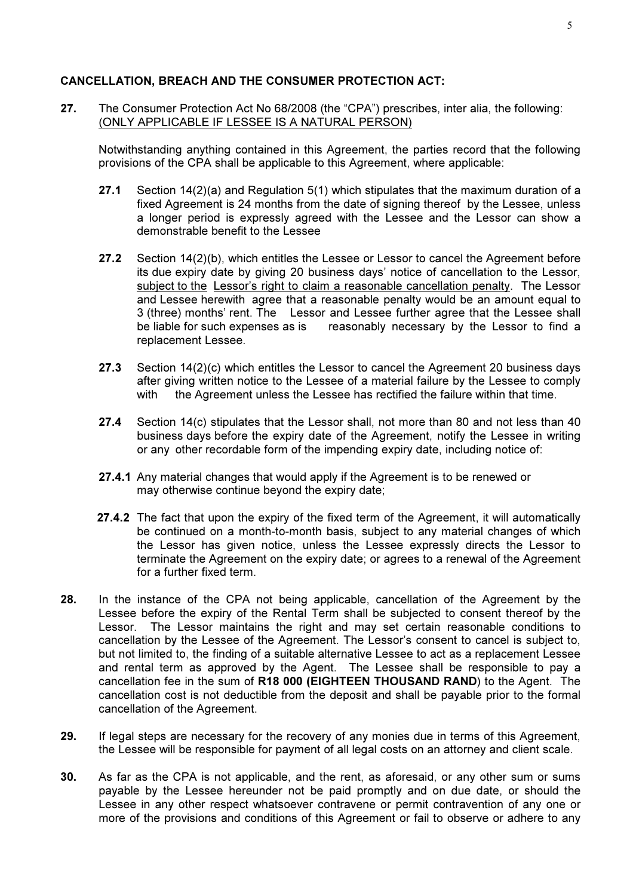**CANCELLATION, BREACH AND THE CONSUMER PROTECTION ACT:**

**27.** The Consumer Protection Act No 68/2008 (the "CPA") prescribes, inter alia, the following: <u>(ONLY APPLICABLE IF LESSEE IS A NATURAL PERSON)</u>

Notwithstanding anything contained in this Agreement, the parties record that the following provisions of the CPA shall be applicable to this Agreement, where applicable:

**27.1** Section 14(2)(a) and Regulation 5(1) which stipulates that the maximum duration of a fixed Agreement is 24 months from the date of signing thereof by the Lessee, unless a longer period is expressly agreed with the Lessee and the Lessor can show a demonstrable benefit to the Lessee

**27.2** Section 14(2)(b), which entitles the Lessee or Lessor to cancel the Agreement before its due expiry date by giving 20 business days' notice of cancellation to the Lessor, <u>subject to the Lessor's right to claim a reasonable cancellation penalty</u>. The Lessor and Lessee herewith agree that a reasonable penalty would be an amount equal to 3 (three) months' rent. The Lessor and Lessee further agree that the Lessee shall be liable for such expenses as is reasonably necessary by the Lessor to find a replacement Lessee.

**27.3** Section 14(2)(c) which entitles the Lessor to cancel the Agreement 20 business days after giving written notice to the Lessee of a material failure by the Lessee to comply with the Agreement unless the Lessee has rectified the failure within that time.

**27.4** Section 14(c) stipulates that the Lessor shall, not more than 80 and not less than 40 business days before the expiry date of the Agreement, notify the Lessee in writing or any other recordable form of the impending expiry date, including notice of:

**27.4.1** Any material changes that would apply if the Agreement is to be renewed or may otherwise continue beyond the expiry date;

**27.4.2** The fact that upon the expiry of the fixed term of the Agreement, it will automatically be continued on a month-to-month basis, subject to any material changes of which the Lessor has given notice, unless the Lessee expressly directs the Lessor to terminate the Agreement on the expiry date; or agrees to a renewal of the Agreement for a further fixed term.

**28.** In the instance of the CPA not being applicable, cancellation of the Agreement by the Lessee before the expiry of the Rental Term shall be subjected to consent thereof by the Lessor. The Lessor maintains the right and may set certain reasonable conditions to cancellation by the Lessee of the Agreement. The Lessor's consent to cancel is subject to, but not limited to, the finding of a suitable alternative Lessee to act as a replacement Lessee and rental term as approved by the Agent. The Lessee shall be responsible to pay a cancellation fee in the sum of **R18 000 (EIGHTEEN THOUSAND RAND)** to the Agent. The cancellation cost is not deductible from the deposit and shall be payable prior to the formal cancellation of the Agreement.

**29.** If legal steps are necessary for the recovery of any monies due in terms of this Agreement, the Lessee will be responsible for payment of all legal costs on an attorney and client scale.

**30.** As far as the CPA is not applicable, and the rent, as aforesaid, or any other sum or sums payable by the Lessee hereunder not be paid promptly and on due date, or should the Lessee in any other respect whatsoever contravene or permit contravention of any one or more of the provisions and conditions of this Agreement or fail to observe or adhere to any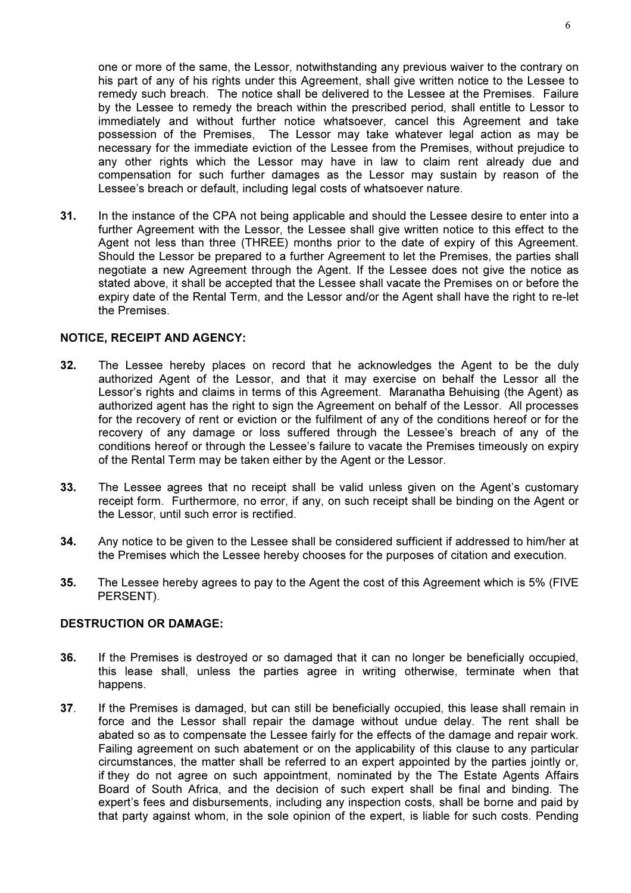one or more of the same, the Lessor, notwithstanding any previous waiver to the contrary on his part of any of his rights under this Agreement, shall give written notice to the Lessee to remedy such breach. The notice shall be delivered to the Lessee at the Premises. Failure by the Lessee to remedy the breach within the prescribed period, shall entitle to Lessor to immediately and without further notice whatsoever, cancel this Agreement and take possession of the Premises, The Lessor may take whatever legal action as may be necessary for the immediate eviction of the Lessee from the Premises, without prejudice to any other rights which the Lessor may have in law to claim rent already due and compensation for such further damages as the Lessor may sustain by reason of the Lessee's breach or default, including legal costs of whatsoever nature.

**31.** In the instance of the CPA not being applicable and should the Lessee desire to enter into a further Agreement with the Lessor, the Lessee shall give written notice to this effect to the Agent not less than three (THREE) months prior to the date of expiry of this Agreement. Should the Lessor be prepared to a further Agreement to let the Premises, the parties shall negotiate a new Agreement through the Agent. If the Lessee does not give the notice as stated above, it shall be accepted that the Lessee shall vacate the Premises on or before the expiry date of the Rental Term, and the Lessor and/or the Agent shall have the right to re-let the Premises.

**NOTICE, RECEIPT AND AGENCY:**

**32.** The Lessee hereby places on record that he acknowledges the Agent to be the duly authorized Agent of the Lessor, and that it may exercise on behalf the Lessor all the Lessor's rights and claims in terms of this Agreement. Maranatha Behuising (the Agent) as authorized agent has the right to sign the Agreement on behalf of the Lessor. All processes for the recovery of rent or eviction or the fulfilment of any of the conditions hereof or for the recovery of any damage or loss suffered through the Lessee's breach of any of the conditions hereof or through the Lessee's failure to vacate the Premises timeously on expiry of the Rental Term may be taken either by the Agent or the Lessor.

**33.** The Lessee agrees that no receipt shall be valid unless given on the Agent's customary receipt form. Furthermore, no error, if any, on such receipt shall be binding on the Agent or the Lessor, until such error is rectified.

**34.** Any notice to be given to the Lessee shall be considered sufficient if addressed to him/her at the Premises which the Lessee hereby chooses for the purposes of citation and execution.

**35.** The Lessee hereby agrees to pay to the Agent the cost of this Agreement which is 5% (FIVE PERSENT).

**DESTRUCTION OR DAMAGE:**

**36.** If the Premises is destroyed or so damaged that it can no longer be beneficially occupied, this lease shall, unless the parties agree in writing otherwise, terminate when that happens.

**37**. If the Premises is damaged, but can still be beneficially occupied, this lease shall remain in force and the Lessor shall repair the damage without undue delay. The rent shall be abated so as to compensate the Lessee fairly for the effects of the damage and repair work. Failing agreement on such abatement or on the applicability of this clause to any particular circumstances, the matter shall be referred to an expert appointed by the parties jointly or, if they do not agree on such appointment, nominated by the The Estate Agents Affairs Board of South Africa, and the decision of such expert shall be final and binding. The expert's fees and disbursements, including any inspection costs, shall be borne and paid by that party against whom, in the sole opinion of the expert, is liable for such costs. Pending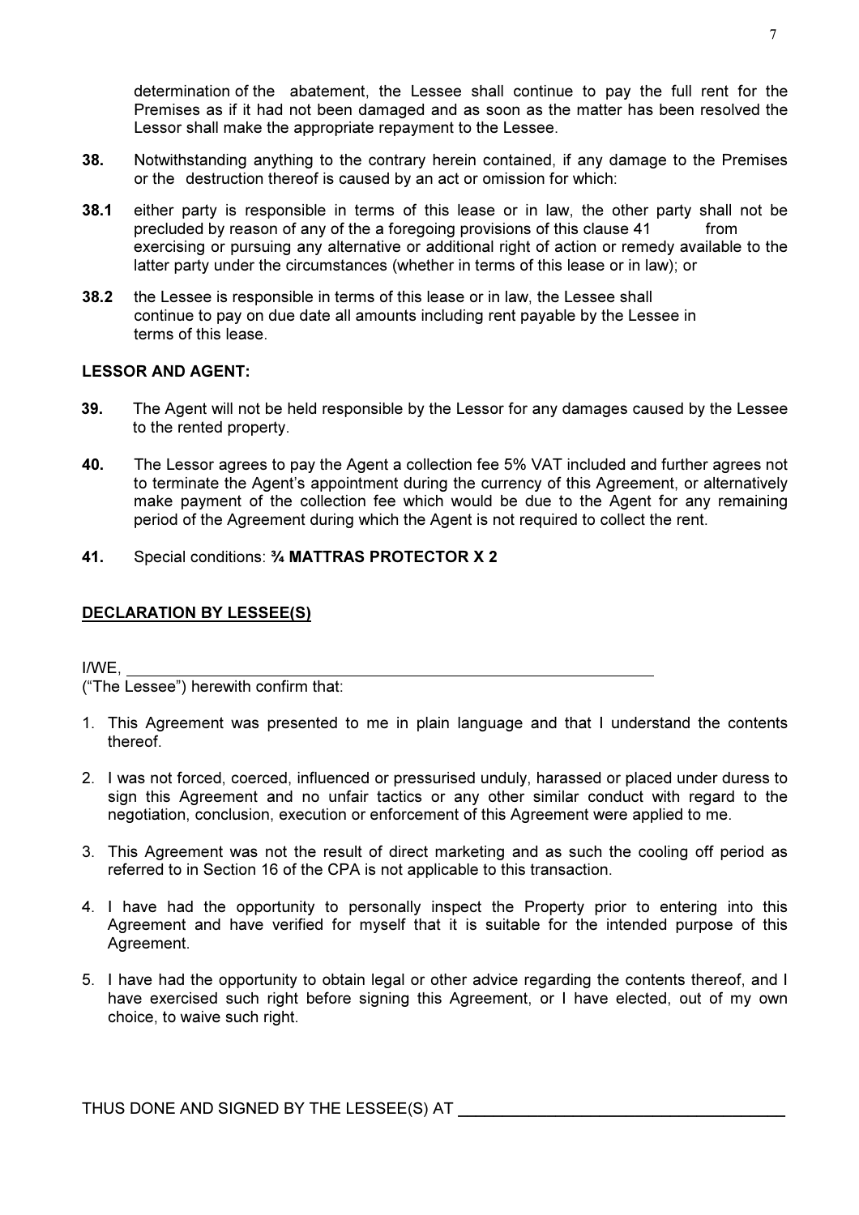determination of the abatement, the Lessee shall continue to pay the full rent for the Premises as if it had not been damaged and as soon as the matter has been resolved the Lessor shall make the appropriate repayment to the Lessee.

**38.** Notwithstanding anything to the contrary herein contained, if any damage to the Premises or the destruction thereof is caused by an act or omission for which:

**38.1** either party is responsible in terms of this lease or in law, the other party shall not be precluded by reason of any of the a foregoing provisions of this clause 41 from exercising or pursuing any alternative or additional right of action or remedy available to the latter party under the circumstances (whether in terms of this lease or in law); or

**38.2** the Lessee is responsible in terms of this lease or in law, the Lessee shall continue to pay on due date all amounts including rent payable by the Lessee in terms of this lease.

**LESSOR AND AGENT:**

**39.** The Agent will not be held responsible by the Lessor for any damages caused by the Lessee to the rented property.

**40.** The Lessor agrees to pay the Agent a collection fee 5% VAT included and further agrees not to terminate the Agent's appointment during the currency of this Agreement, or alternatively make payment of the collection fee which would be due to the Agent for any remaining period of the Agreement during which the Agent is not required to collect the rent.

**41.** Special conditions: **¾ MATTRAS PROTECTOR X 2**

**<u>DECLARATION BY LESSEE(S)</u>**

I/WE, ______________________________________________________________

("The Lessee") herewith confirm that:

1. This Agreement was presented to me in plain language and that I understand the contents thereof.
2. I was not forced, coerced, influenced or pressurised unduly, harassed or placed under duress to sign this Agreement and no unfair tactics or any other similar conduct with regard to the negotiation, conclusion, execution or enforcement of this Agreement were applied to me.
3. This Agreement was not the result of direct marketing and as such the cooling off period as referred to in Section 16 of the CPA is not applicable to this transaction.
4. I have had the opportunity to personally inspect the Property prior to entering into this Agreement and have verified for myself that it is suitable for the intended purpose of this Agreement.
5. I have had the opportunity to obtain legal or other advice regarding the contents thereof, and I have exercised such right before signing this Agreement, or I have elected, out of my own choice, to waive such right.

THUS DONE AND SIGNED BY THE LESSEE(S) AT ______________________________________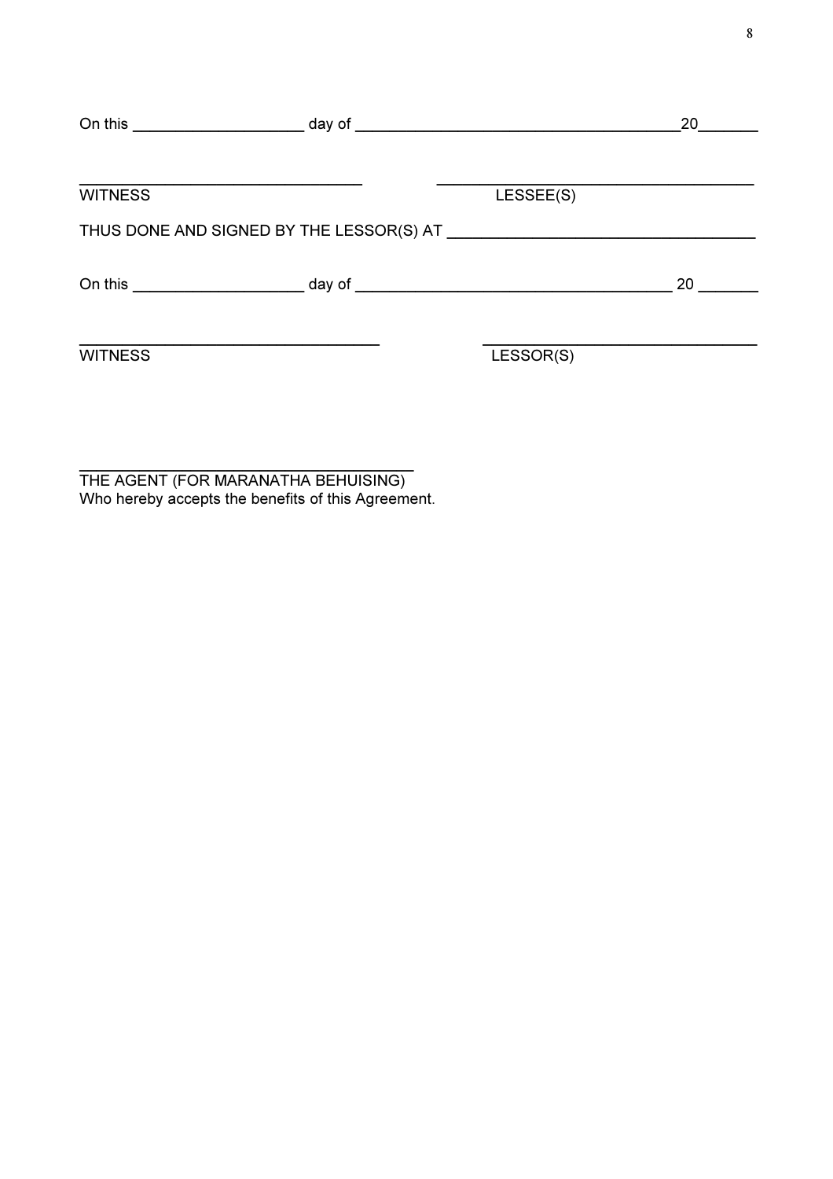On this ____________________ day of ______________________________________20_______

________________________________ ____________________________________

WITNESS LESSEE(S)

THUS DONE AND SIGNED BY THE LESSOR(S) AT ___________________________________

On this ____________________ day of _____________________________________ 20 _______

__________________________________ _______________________________

WITNESS LESSOR(S)

______________________________________

THE AGENT (FOR MARANATHA BEHUISING)
Who hereby accepts the benefits of this Agreement.